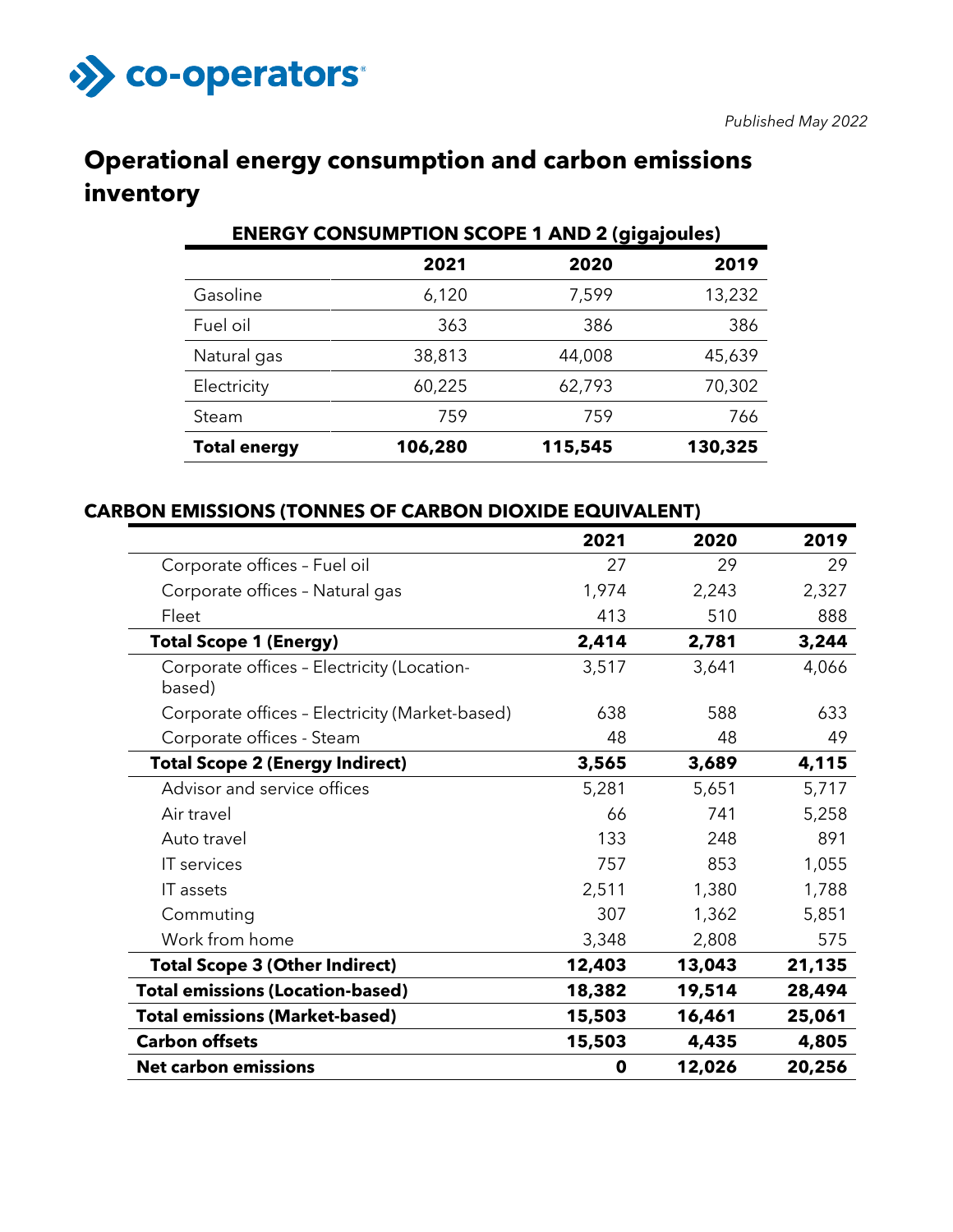co-operators

*Published May 2022*

# Operational energy consumption and carbon emissions inventory

**ENERGY CONSUMPTION SCOPE 1 AND 2 (gigajoules)**

| | 2021 | 2020 | 2019 |
|---|---|---|---|
| Gasoline | 6,120 | 7,599 | 13,232 |
| Fuel oil | 363 | 386 | 386 |
| Natural gas | 38,813 | 44,008 | 45,639 |
| Electricity | 60,225 | 62,793 | 70,302 |
| Steam | 759 | 759 | 766 |
| **Total energy** | **106,280** | **115,545** | **130,325** |

**CARBON EMISSIONS (TONNES OF CARBON DIOXIDE EQUIVALENT)**

| | 2021 | 2020 | 2019 |
|---|---|---|---|
| Corporate offices – Fuel oil | 27 | 29 | 29 |
| Corporate offices – Natural gas | 1,974 | 2,243 | 2,327 |
| Fleet | 413 | 510 | 888 |
| **Total Scope 1 (Energy)** | **2,414** | **2,781** | **3,244** |
| Corporate offices – Electricity (Location-based) | 3,517 | 3,641 | 4,066 |
| Corporate offices – Electricity (Market-based) | 638 | 588 | 633 |
| Corporate offices - Steam | 48 | 48 | 49 |
| **Total Scope 2 (Energy Indirect)** | **3,565** | **3,689** | **4,115** |
| Advisor and service offices | 5,281 | 5,651 | 5,717 |
| Air travel | 66 | 741 | 5,258 |
| Auto travel | 133 | 248 | 891 |
| IT services | 757 | 853 | 1,055 |
| IT assets | 2,511 | 1,380 | 1,788 |
| Commuting | 307 | 1,362 | 5,851 |
| Work from home | 3,348 | 2,808 | 575 |
| **Total Scope 3 (Other Indirect)** | **12,403** | **13,043** | **21,135** |
| **Total emissions (Location-based)** | **18,382** | **19,514** | **28,494** |
| **Total emissions (Market-based)** | **15,503** | **16,461** | **25,061** |
| **Carbon offsets** | **15,503** | **4,435** | **4,805** |
| **Net carbon emissions** | **0** | **12,026** | **20,256** |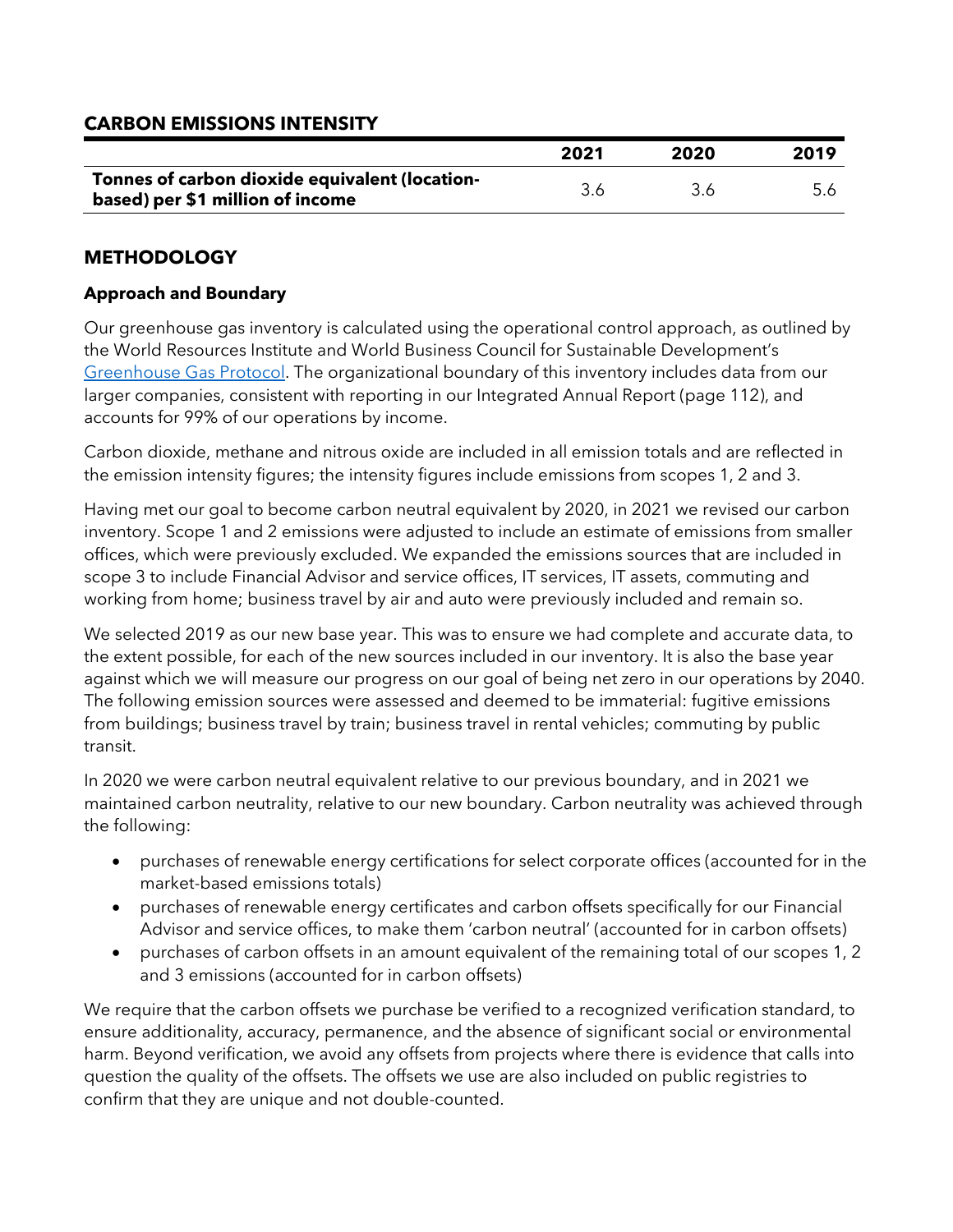## CARBON EMISSIONS INTENSITY

| | 2021 | 2020 | 2019 |
|---|---|---|---|
| **Tonnes of carbon dioxide equivalent (location-based) per $1 million of income** | 3.6 | 3.6 | 5.6 |

## METHODOLOGY

### Approach and Boundary

Our greenhouse gas inventory is calculated using the operational control approach, as outlined by the World Resources Institute and World Business Council for Sustainable Development's [Greenhouse Gas Protocol](). The organizational boundary of this inventory includes data from our larger companies, consistent with reporting in our Integrated Annual Report (page 112), and accounts for 99% of our operations by income.

Carbon dioxide, methane and nitrous oxide are included in all emission totals and are reflected in the emission intensity figures; the intensity figures include emissions from scopes 1, 2 and 3.

Having met our goal to become carbon neutral equivalent by 2020, in 2021 we revised our carbon inventory. Scope 1 and 2 emissions were adjusted to include an estimate of emissions from smaller offices, which were previously excluded. We expanded the emissions sources that are included in scope 3 to include Financial Advisor and service offices, IT services, IT assets, commuting and working from home; business travel by air and auto were previously included and remain so.

We selected 2019 as our new base year. This was to ensure we had complete and accurate data, to the extent possible, for each of the new sources included in our inventory. It is also the base year against which we will measure our progress on our goal of being net zero in our operations by 2040. The following emission sources were assessed and deemed to be immaterial: fugitive emissions from buildings; business travel by train; business travel in rental vehicles; commuting by public transit.

In 2020 we were carbon neutral equivalent relative to our previous boundary, and in 2021 we maintained carbon neutrality, relative to our new boundary. Carbon neutrality was achieved through the following:

- purchases of renewable energy certifications for select corporate offices (accounted for in the market-based emissions totals)
- purchases of renewable energy certificates and carbon offsets specifically for our Financial Advisor and service offices, to make them 'carbon neutral' (accounted for in carbon offsets)
- purchases of carbon offsets in an amount equivalent of the remaining total of our scopes 1, 2 and 3 emissions (accounted for in carbon offsets)

We require that the carbon offsets we purchase be verified to a recognized verification standard, to ensure additionality, accuracy, permanence, and the absence of significant social or environmental harm. Beyond verification, we avoid any offsets from projects where there is evidence that calls into question the quality of the offsets. The offsets we use are also included on public registries to confirm that they are unique and not double-counted.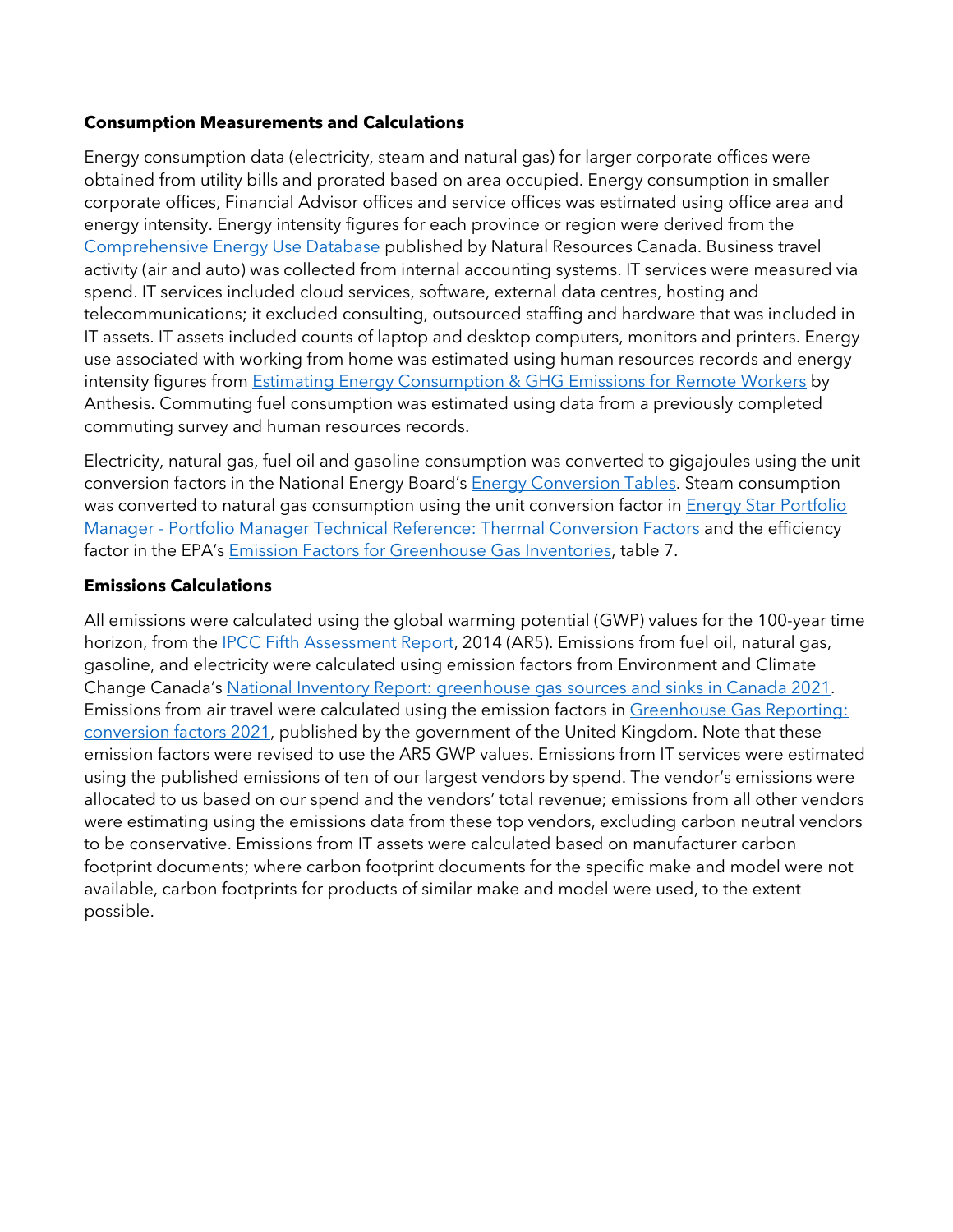**Consumption Measurements and Calculations**

Energy consumption data (electricity, steam and natural gas) for larger corporate offices were obtained from utility bills and prorated based on area occupied. Energy consumption in smaller corporate offices, Financial Advisor offices and service offices was estimated using office area and energy intensity. Energy intensity figures for each province or region were derived from the Comprehensive Energy Use Database published by Natural Resources Canada. Business travel activity (air and auto) was collected from internal accounting systems. IT services were measured via spend. IT services included cloud services, software, external data centres, hosting and telecommunications; it excluded consulting, outsourced staffing and hardware that was included in IT assets. IT assets included counts of laptop and desktop computers, monitors and printers. Energy use associated with working from home was estimated using human resources records and energy intensity figures from Estimating Energy Consumption & GHG Emissions for Remote Workers by Anthesis. Commuting fuel consumption was estimated using data from a previously completed commuting survey and human resources records.

Electricity, natural gas, fuel oil and gasoline consumption was converted to gigajoules using the unit conversion factors in the National Energy Board's Energy Conversion Tables. Steam consumption was converted to natural gas consumption using the unit conversion factor in Energy Star Portfolio Manager - Portfolio Manager Technical Reference: Thermal Conversion Factors and the efficiency factor in the EPA's Emission Factors for Greenhouse Gas Inventories, table 7.

**Emissions Calculations**

All emissions were calculated using the global warming potential (GWP) values for the 100-year time horizon, from the IPCC Fifth Assessment Report, 2014 (AR5). Emissions from fuel oil, natural gas, gasoline, and electricity were calculated using emission factors from Environment and Climate Change Canada's National Inventory Report: greenhouse gas sources and sinks in Canada 2021. Emissions from air travel were calculated using the emission factors in Greenhouse Gas Reporting: conversion factors 2021, published by the government of the United Kingdom. Note that these emission factors were revised to use the AR5 GWP values. Emissions from IT services were estimated using the published emissions of ten of our largest vendors by spend. The vendor's emissions were allocated to us based on our spend and the vendors' total revenue; emissions from all other vendors were estimating using the emissions data from these top vendors, excluding carbon neutral vendors to be conservative. Emissions from IT assets were calculated based on manufacturer carbon footprint documents; where carbon footprint documents for the specific make and model were not available, carbon footprints for products of similar make and model were used, to the extent possible.